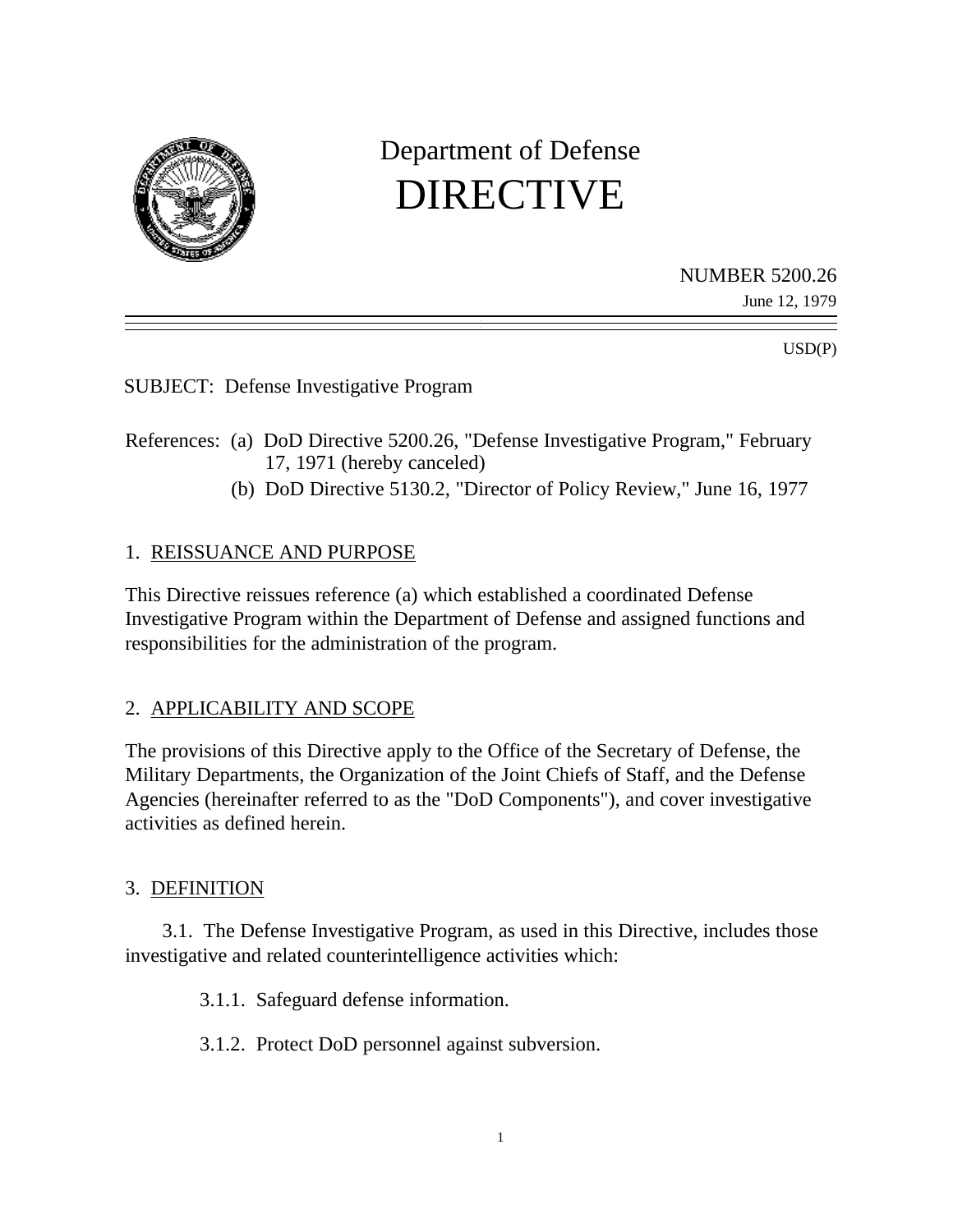# Department of Defense
# DIRECTIVE

NUMBER 5200.26
June 12, 1979

USD(P)

SUBJECT: Defense Investigative Program

References: (a) DoD Directive 5200.26, "Defense Investigative Program," February 17, 1971 (hereby canceled)
(b) DoD Directive 5130.2, "Director of Policy Review," June 16, 1977

## 1. REISSUANCE AND PURPOSE

This Directive reissues reference (a) which established a coordinated Defense Investigative Program within the Department of Defense and assigned functions and responsibilities for the administration of the program.

## 2. APPLICABILITY AND SCOPE

The provisions of this Directive apply to the Office of the Secretary of Defense, the Military Departments, the Organization of the Joint Chiefs of Staff, and the Defense Agencies (hereinafter referred to as the "DoD Components"), and cover investigative activities as defined herein.

## 3. DEFINITION

3.1. The Defense Investigative Program, as used in this Directive, includes those investigative and related counterintelligence activities which:

3.1.1. Safeguard defense information.

3.1.2. Protect DoD personnel against subversion.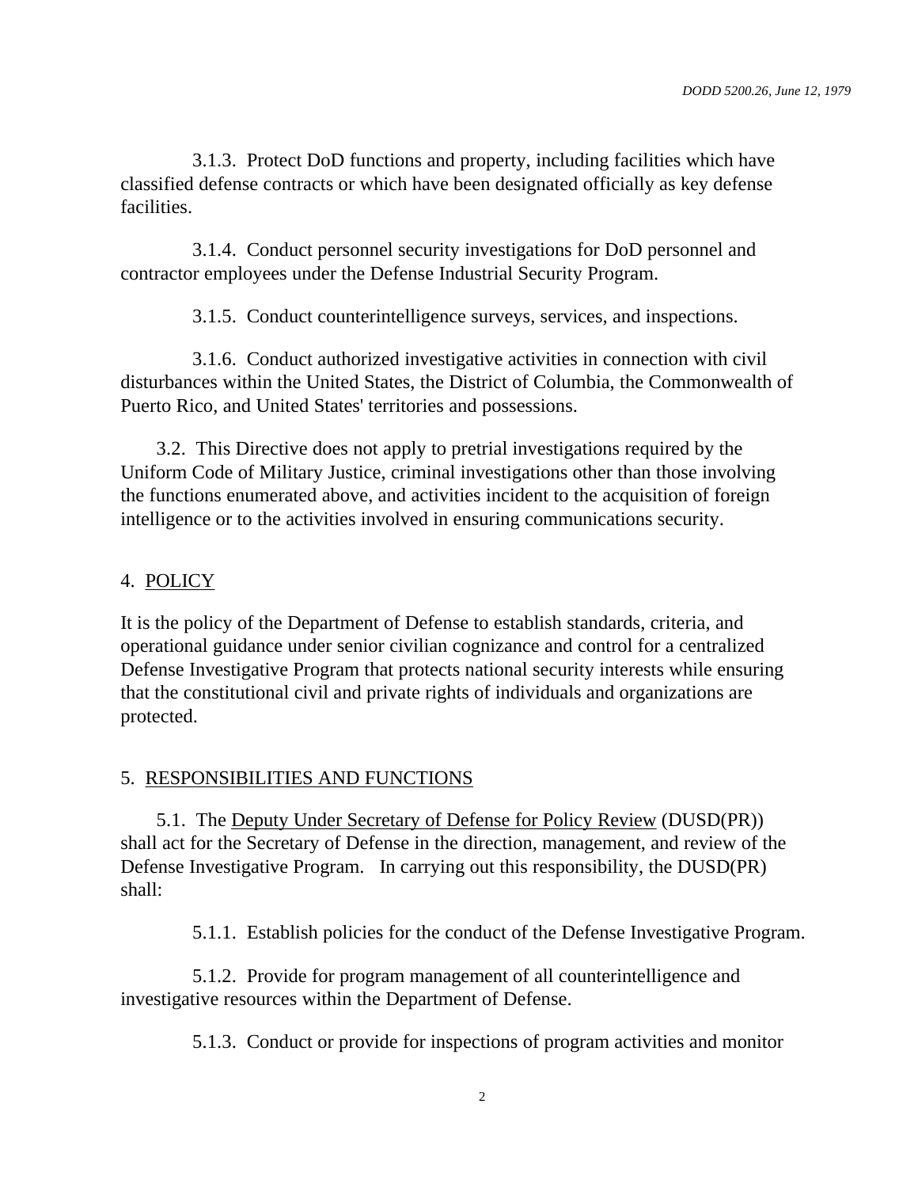3.1.3. Protect DoD functions and property, including facilities which have classified defense contracts or which have been designated officially as key defense facilities.

3.1.4. Conduct personnel security investigations for DoD personnel and contractor employees under the Defense Industrial Security Program.

3.1.5. Conduct counterintelligence surveys, services, and inspections.

3.1.6. Conduct authorized investigative activities in connection with civil disturbances within the United States, the District of Columbia, the Commonwealth of Puerto Rico, and United States' territories and possessions.

3.2. This Directive does not apply to pretrial investigations required by the Uniform Code of Military Justice, criminal investigations other than those involving the functions enumerated above, and activities incident to the acquisition of foreign intelligence or to the activities involved in ensuring communications security.

## 4. POLICY

It is the policy of the Department of Defense to establish standards, criteria, and operational guidance under senior civilian cognizance and control for a centralized Defense Investigative Program that protects national security interests while ensuring that the constitutional civil and private rights of individuals and organizations are protected.

## 5. RESPONSIBILITIES AND FUNCTIONS

5.1. The Deputy Under Secretary of Defense for Policy Review (DUSD(PR)) shall act for the Secretary of Defense in the direction, management, and review of the Defense Investigative Program. In carrying out this responsibility, the DUSD(PR) shall:

5.1.1. Establish policies for the conduct of the Defense Investigative Program.

5.1.2. Provide for program management of all counterintelligence and investigative resources within the Department of Defense.

5.1.3. Conduct or provide for inspections of program activities and monitor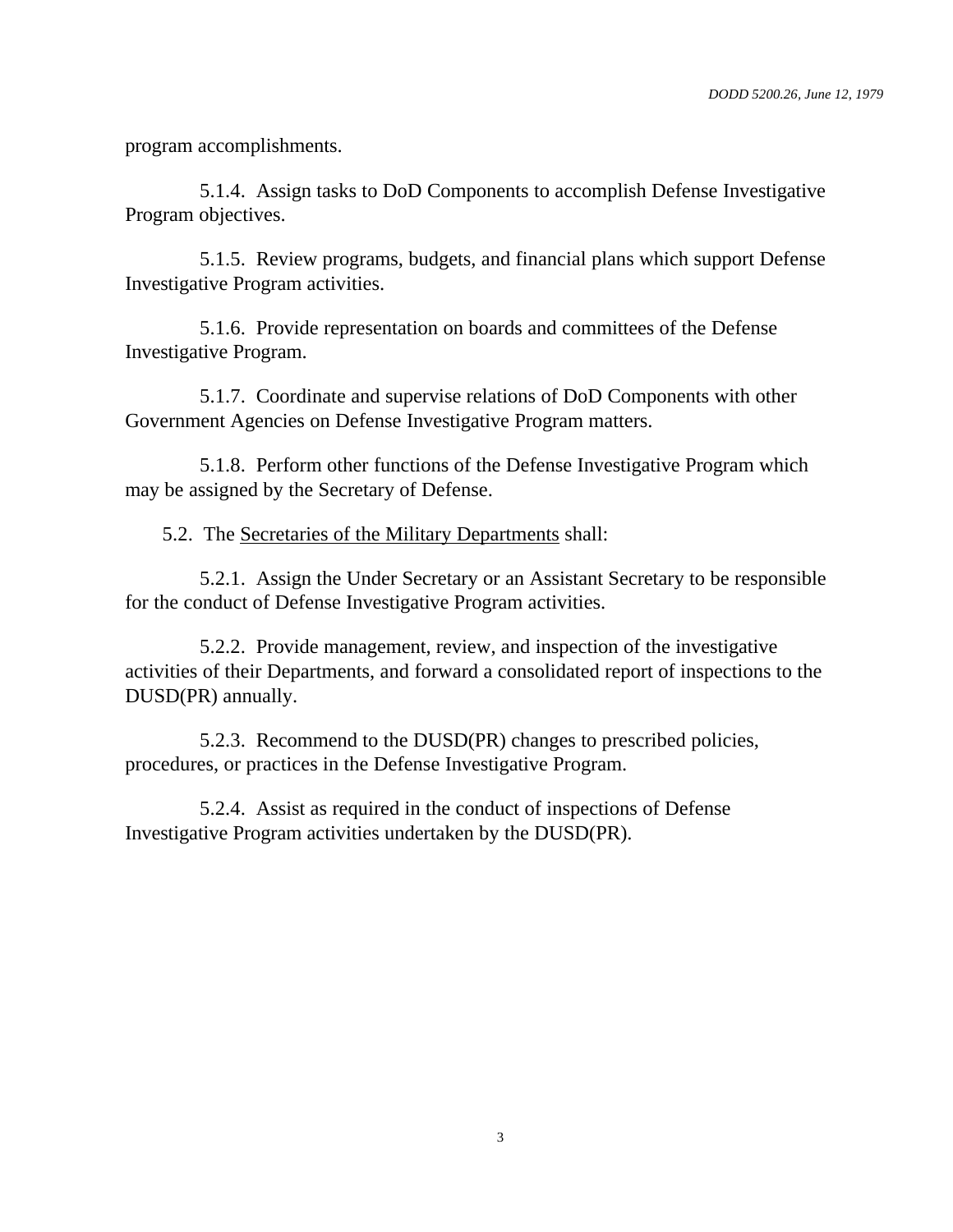program accomplishments.

5.1.4. Assign tasks to DoD Components to accomplish Defense Investigative Program objectives.

5.1.5. Review programs, budgets, and financial plans which support Defense Investigative Program activities.

5.1.6. Provide representation on boards and committees of the Defense Investigative Program.

5.1.7. Coordinate and supervise relations of DoD Components with other Government Agencies on Defense Investigative Program matters.

5.1.8. Perform other functions of the Defense Investigative Program which may be assigned by the Secretary of Defense.

5.2. The <u>Secretaries of the Military Departments</u> shall:

5.2.1. Assign the Under Secretary or an Assistant Secretary to be responsible for the conduct of Defense Investigative Program activities.

5.2.2. Provide management, review, and inspection of the investigative activities of their Departments, and forward a consolidated report of inspections to the DUSD(PR) annually.

5.2.3. Recommend to the DUSD(PR) changes to prescribed policies, procedures, or practices in the Defense Investigative Program.

5.2.4. Assist as required in the conduct of inspections of Defense Investigative Program activities undertaken by the DUSD(PR).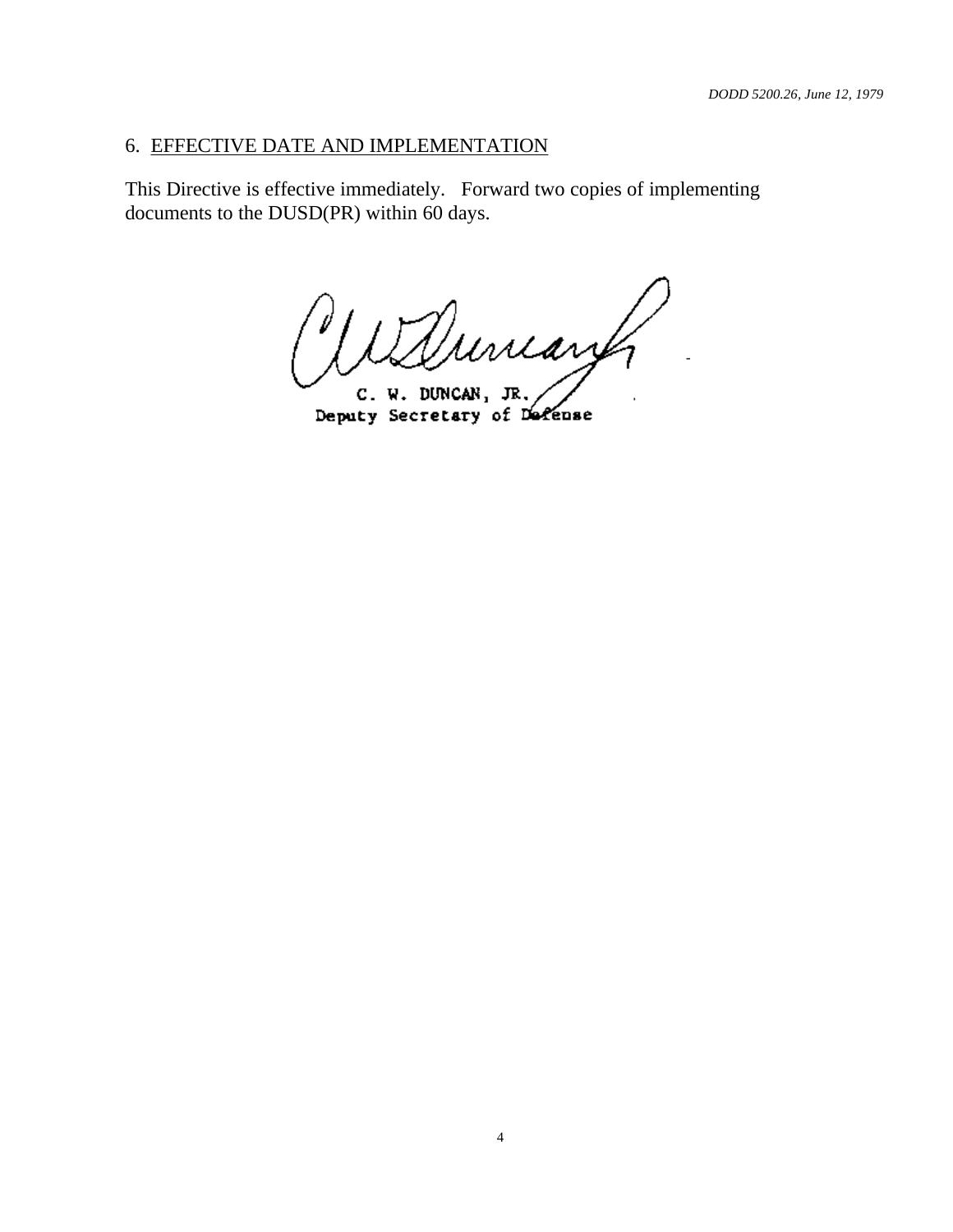## 6. EFFECTIVE DATE AND IMPLEMENTATION

This Directive is effective immediately. Forward two copies of implementing documents to the DUSD(PR) within 60 days.

C. W. DUNCAN, JR.
Deputy Secretary of Defense